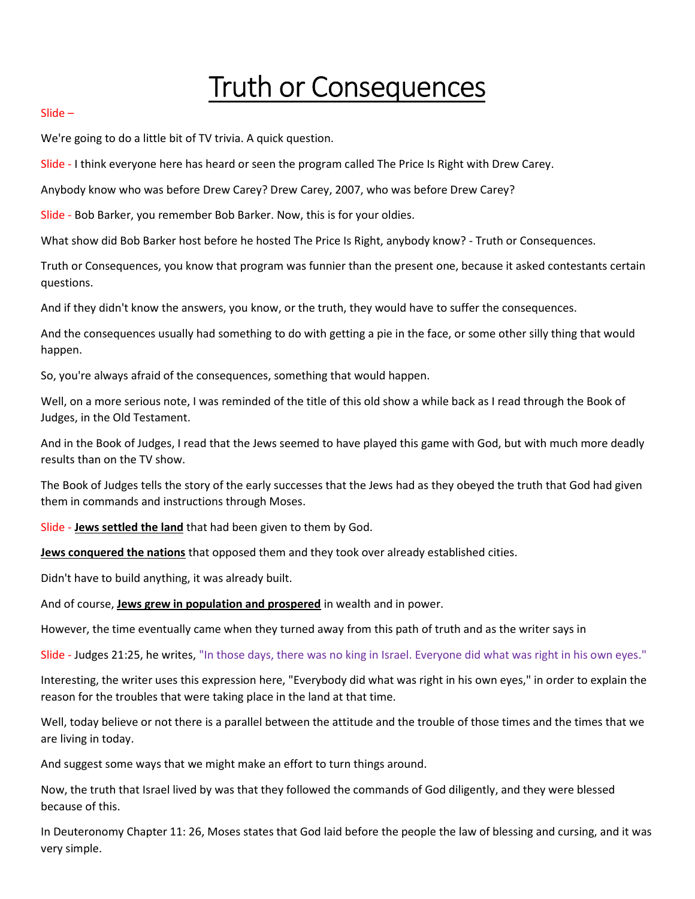# Truth or Consequences

Slide –

We're going to do a little bit of TV trivia. A quick question.

Slide - I think everyone here has heard or seen the program called The Price Is Right with Drew Carey.

Anybody know who was before Drew Carey? Drew Carey, 2007, who was before Drew Carey?

Slide - Bob Barker, you remember Bob Barker. Now, this is for your oldies.

What show did Bob Barker host before he hosted The Price Is Right, anybody know? - Truth or Consequences.

Truth or Consequences, you know that program was funnier than the present one, because it asked contestants certain questions.

And if they didn't know the answers, you know, or the truth, they would have to suffer the consequences.

And the consequences usually had something to do with getting a pie in the face, or some other silly thing that would happen.

So, you're always afraid of the consequences, something that would happen.

Well, on a more serious note, I was reminded of the title of this old show a while back as I read through the Book of Judges, in the Old Testament.

And in the Book of Judges, I read that the Jews seemed to have played this game with God, but with much more deadly results than on the TV show.

The Book of Judges tells the story of the early successes that the Jews had as they obeyed the truth that God had given them in commands and instructions through Moses.

Slide - **Jews settled the land** that had been given to them by God.

**Jews conquered the nations** that opposed them and they took over already established cities.

Didn't have to build anything, it was already built.

And of course, **Jews grew in population and prospered** in wealth and in power.

However, the time eventually came when they turned away from this path of truth and as the writer says in

Slide - Judges 21:25, he writes, "In those days, there was no king in Israel. Everyone did what was right in his own eyes."

Interesting, the writer uses this expression here, "Everybody did what was right in his own eyes," in order to explain the reason for the troubles that were taking place in the land at that time.

Well, today believe or not there is a parallel between the attitude and the trouble of those times and the times that we are living in today.

And suggest some ways that we might make an effort to turn things around.

Now, the truth that Israel lived by was that they followed the commands of God diligently, and they were blessed because of this.

In Deuteronomy Chapter 11: 26, Moses states that God laid before the people the law of blessing and cursing, and it was very simple.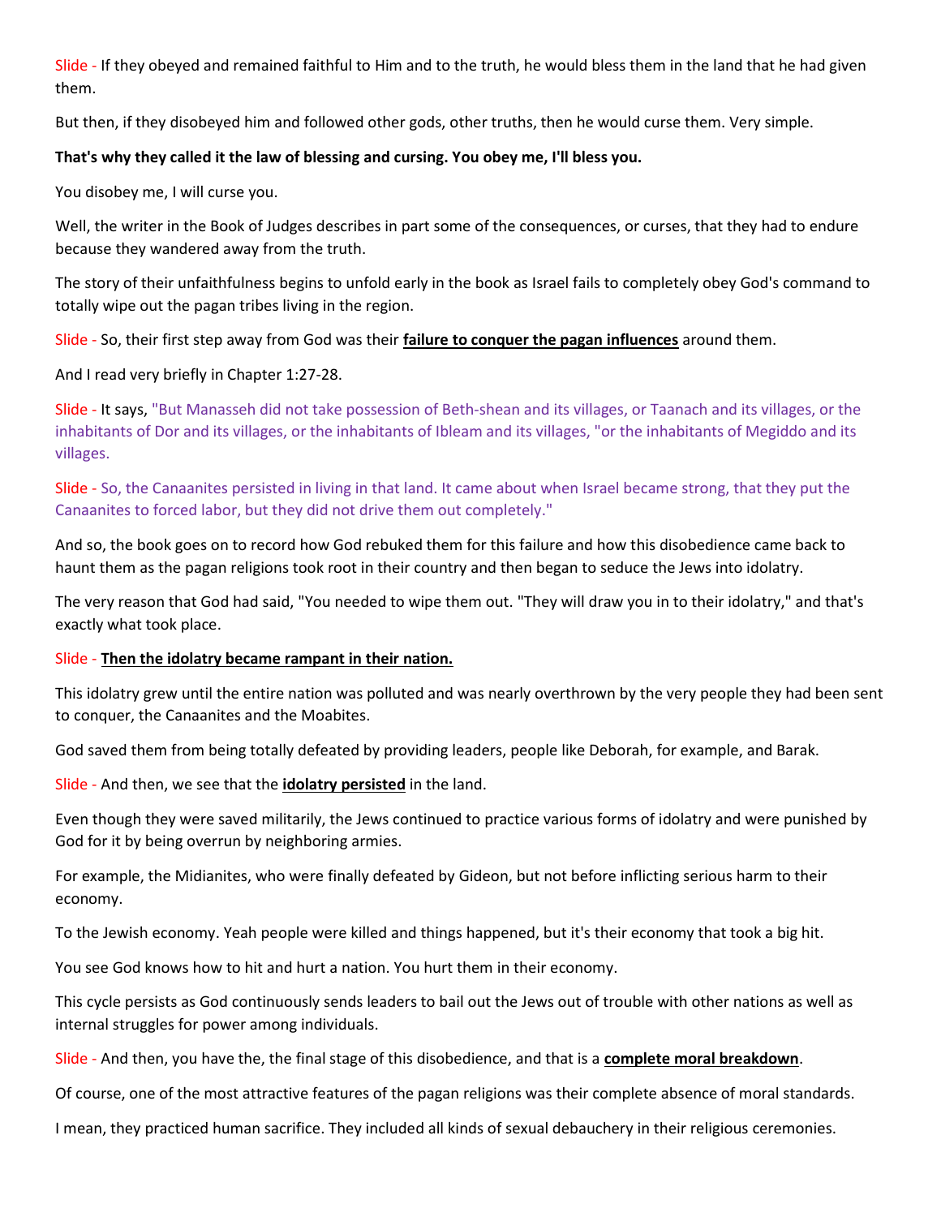Slide - If they obeyed and remained faithful to Him and to the truth, he would bless them in the land that he had given them.

But then, if they disobeyed him and followed other gods, other truths, then he would curse them. Very simple.

**That's why they called it the law of blessing and cursing. You obey me, I'll bless you.**

You disobey me, I will curse you.

Well, the writer in the Book of Judges describes in part some of the consequences, or curses, that they had to endure because they wandered away from the truth.

The story of their unfaithfulness begins to unfold early in the book as Israel fails to completely obey God's command to totally wipe out the pagan tribes living in the region.

Slide - So, their first step away from God was their **failure to conquer the pagan influences** around them.

And I read very briefly in Chapter 1:27-28.

Slide - It says, "But Manasseh did not take possession of Beth-shean and its villages, or Taanach and its villages, or the inhabitants of Dor and its villages, or the inhabitants of Ibleam and its villages, "or the inhabitants of Megiddo and its villages.

Slide - So, the Canaanites persisted in living in that land. It came about when Israel became strong, that they put the Canaanites to forced labor, but they did not drive them out completely."

And so, the book goes on to record how God rebuked them for this failure and how this disobedience came back to haunt them as the pagan religions took root in their country and then began to seduce the Jews into idolatry.

The very reason that God had said, "You needed to wipe them out. "They will draw you in to their idolatry," and that's exactly what took place.

Slide - **Then the idolatry became rampant in their nation.**

This idolatry grew until the entire nation was polluted and was nearly overthrown by the very people they had been sent to conquer, the Canaanites and the Moabites.

God saved them from being totally defeated by providing leaders, people like Deborah, for example, and Barak.

Slide - And then, we see that the **idolatry persisted** in the land.

Even though they were saved militarily, the Jews continued to practice various forms of idolatry and were punished by God for it by being overrun by neighboring armies.

For example, the Midianites, who were finally defeated by Gideon, but not before inflicting serious harm to their economy.

To the Jewish economy. Yeah people were killed and things happened, but it's their economy that took a big hit.

You see God knows how to hit and hurt a nation. You hurt them in their economy.

This cycle persists as God continuously sends leaders to bail out the Jews out of trouble with other nations as well as internal struggles for power among individuals.

Slide - And then, you have the, the final stage of this disobedience, and that is a **complete moral breakdown**.

Of course, one of the most attractive features of the pagan religions was their complete absence of moral standards.

I mean, they practiced human sacrifice. They included all kinds of sexual debauchery in their religious ceremonies.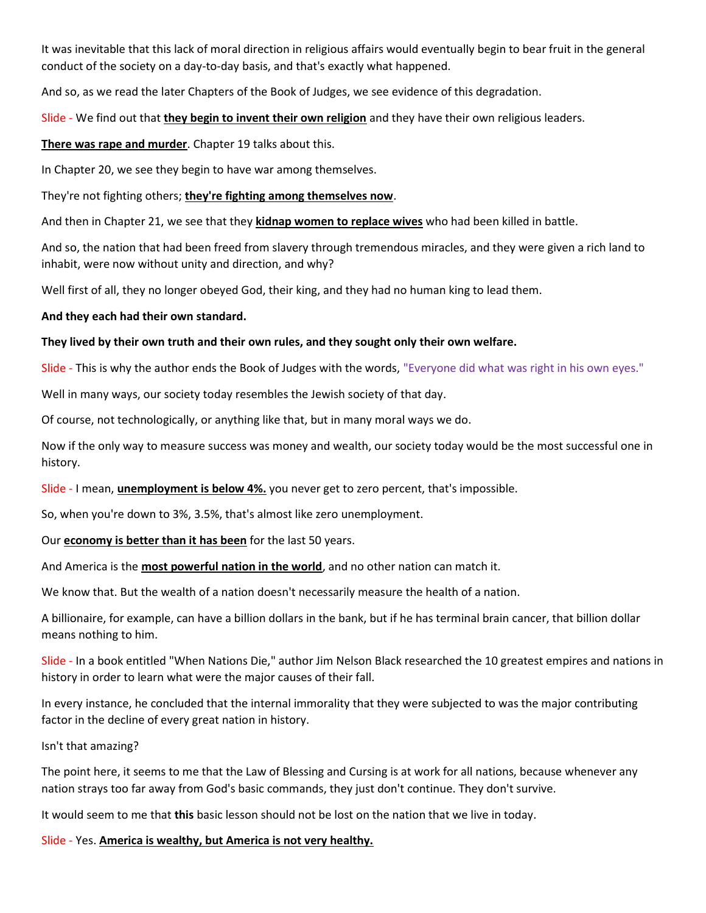It was inevitable that this lack of moral direction in religious affairs would eventually begin to bear fruit in the general conduct of the society on a day-to-day basis, and that's exactly what happened.

And so, as we read the later Chapters of the Book of Judges, we see evidence of this degradation.

Slide - We find out that **they begin to invent their own religion** and they have their own religious leaders.

**There was rape and murder**. Chapter 19 talks about this.

In Chapter 20, we see they begin to have war among themselves.

They're not fighting others; **they're fighting among themselves now**.

And then in Chapter 21, we see that they **kidnap women to replace wives** who had been killed in battle.

And so, the nation that had been freed from slavery through tremendous miracles, and they were given a rich land to inhabit, were now without unity and direction, and why?

Well first of all, they no longer obeyed God, their king, and they had no human king to lead them.

**And they each had their own standard.**

**They lived by their own truth and their own rules, and they sought only their own welfare.**

Slide - This is why the author ends the Book of Judges with the words, "Everyone did what was right in his own eyes."

Well in many ways, our society today resembles the Jewish society of that day.

Of course, not technologically, or anything like that, but in many moral ways we do.

Now if the only way to measure success was money and wealth, our society today would be the most successful one in history.

Slide - I mean, **unemployment is below 4%.** you never get to zero percent, that's impossible.

So, when you're down to 3%, 3.5%, that's almost like zero unemployment.

Our **economy is better than it has been** for the last 50 years.

And America is the **most powerful nation in the world**, and no other nation can match it.

We know that. But the wealth of a nation doesn't necessarily measure the health of a nation.

A billionaire, for example, can have a billion dollars in the bank, but if he has terminal brain cancer, that billion dollar means nothing to him.

Slide - In a book entitled "When Nations Die," author Jim Nelson Black researched the 10 greatest empires and nations in history in order to learn what were the major causes of their fall.

In every instance, he concluded that the internal immorality that they were subjected to was the major contributing factor in the decline of every great nation in history.

Isn't that amazing?

The point here, it seems to me that the Law of Blessing and Cursing is at work for all nations, because whenever any nation strays too far away from God's basic commands, they just don't continue. They don't survive.

It would seem to me that **this** basic lesson should not be lost on the nation that we live in today.

Slide - Yes. **America is wealthy, but America is not very healthy.**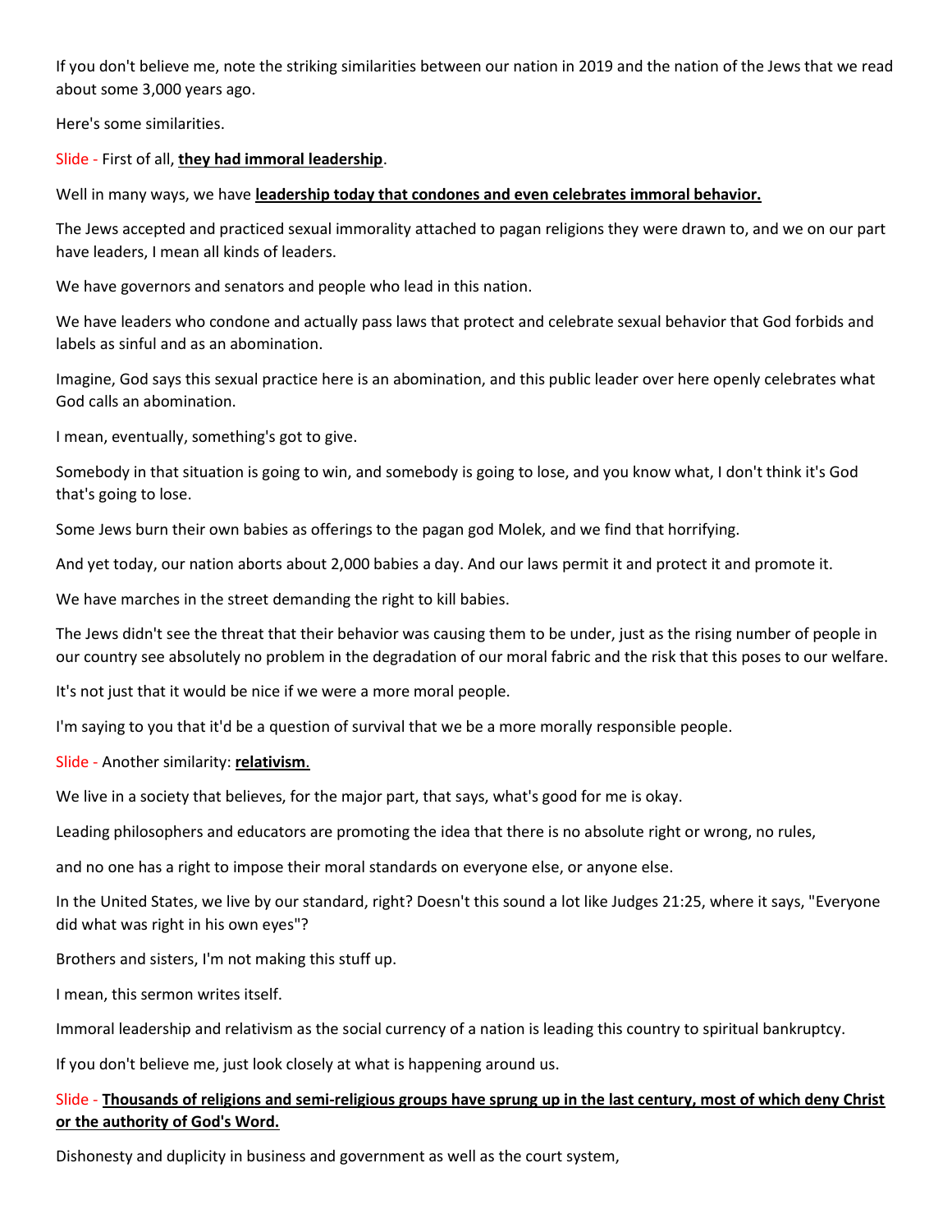If you don't believe me, note the striking similarities between our nation in 2019 and the nation of the Jews that we read about some 3,000 years ago.

Here's some similarities.

Slide - First of all, **they had immoral leadership**.

Well in many ways, we have **leadership today that condones and even celebrates immoral behavior.**

The Jews accepted and practiced sexual immorality attached to pagan religions they were drawn to, and we on our part have leaders, I mean all kinds of leaders.

We have governors and senators and people who lead in this nation.

We have leaders who condone and actually pass laws that protect and celebrate sexual behavior that God forbids and labels as sinful and as an abomination.

Imagine, God says this sexual practice here is an abomination, and this public leader over here openly celebrates what God calls an abomination.

I mean, eventually, something's got to give.

Somebody in that situation is going to win, and somebody is going to lose, and you know what, I don't think it's God that's going to lose.

Some Jews burn their own babies as offerings to the pagan god Molek, and we find that horrifying.

And yet today, our nation aborts about 2,000 babies a day. And our laws permit it and protect it and promote it.

We have marches in the street demanding the right to kill babies.

The Jews didn't see the threat that their behavior was causing them to be under, just as the rising number of people in our country see absolutely no problem in the degradation of our moral fabric and the risk that this poses to our welfare.

It's not just that it would be nice if we were a more moral people.

I'm saying to you that it'd be a question of survival that we be a more morally responsible people.

Slide - Another similarity: **relativism.**

We live in a society that believes, for the major part, that says, what's good for me is okay.

Leading philosophers and educators are promoting the idea that there is no absolute right or wrong, no rules,

and no one has a right to impose their moral standards on everyone else, or anyone else.

In the United States, we live by our standard, right? Doesn't this sound a lot like Judges 21:25, where it says, "Everyone did what was right in his own eyes"?

Brothers and sisters, I'm not making this stuff up.

I mean, this sermon writes itself.

Immoral leadership and relativism as the social currency of a nation is leading this country to spiritual bankruptcy.

If you don't believe me, just look closely at what is happening around us.

Slide - **Thousands of religions and semi-religious groups have sprung up in the last century, most of which deny Christ or the authority of God's Word.**

Dishonesty and duplicity in business and government as well as the court system,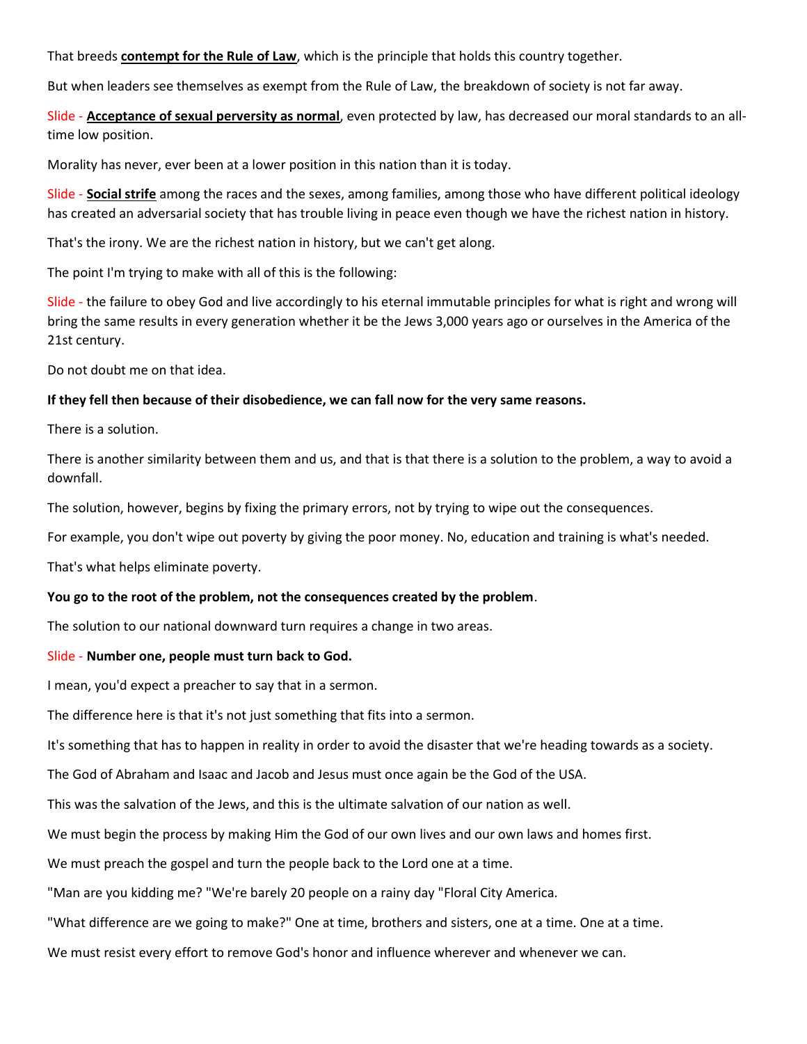That breeds **contempt for the Rule of Law**, which is the principle that holds this country together.

But when leaders see themselves as exempt from the Rule of Law, the breakdown of society is not far away.

Slide - **Acceptance of sexual perversity as normal**, even protected by law, has decreased our moral standards to an all-time low position.

Morality has never, ever been at a lower position in this nation than it is today.

Slide - **Social strife** among the races and the sexes, among families, among those who have different political ideology has created an adversarial society that has trouble living in peace even though we have the richest nation in history.

That's the irony. We are the richest nation in history, but we can't get along.

The point I'm trying to make with all of this is the following:

Slide - the failure to obey God and live accordingly to his eternal immutable principles for what is right and wrong will bring the same results in every generation whether it be the Jews 3,000 years ago or ourselves in the America of the 21st century.

Do not doubt me on that idea.

**If they fell then because of their disobedience, we can fall now for the very same reasons.**

There is a solution.

There is another similarity between them and us, and that is that there is a solution to the problem, a way to avoid a downfall.

The solution, however, begins by fixing the primary errors, not by trying to wipe out the consequences.

For example, you don't wipe out poverty by giving the poor money. No, education and training is what's needed.

That's what helps eliminate poverty.

**You go to the root of the problem, not the consequences created by the problem**.

The solution to our national downward turn requires a change in two areas.

Slide - **Number one, people must turn back to God.**

I mean, you'd expect a preacher to say that in a sermon.

The difference here is that it's not just something that fits into a sermon.

It's something that has to happen in reality in order to avoid the disaster that we're heading towards as a society.

The God of Abraham and Isaac and Jacob and Jesus must once again be the God of the USA.

This was the salvation of the Jews, and this is the ultimate salvation of our nation as well.

We must begin the process by making Him the God of our own lives and our own laws and homes first.

We must preach the gospel and turn the people back to the Lord one at a time.

"Man are you kidding me? "We're barely 20 people on a rainy day "Floral City America.

"What difference are we going to make?" One at time, brothers and sisters, one at a time. One at a time.

We must resist every effort to remove God's honor and influence wherever and whenever we can.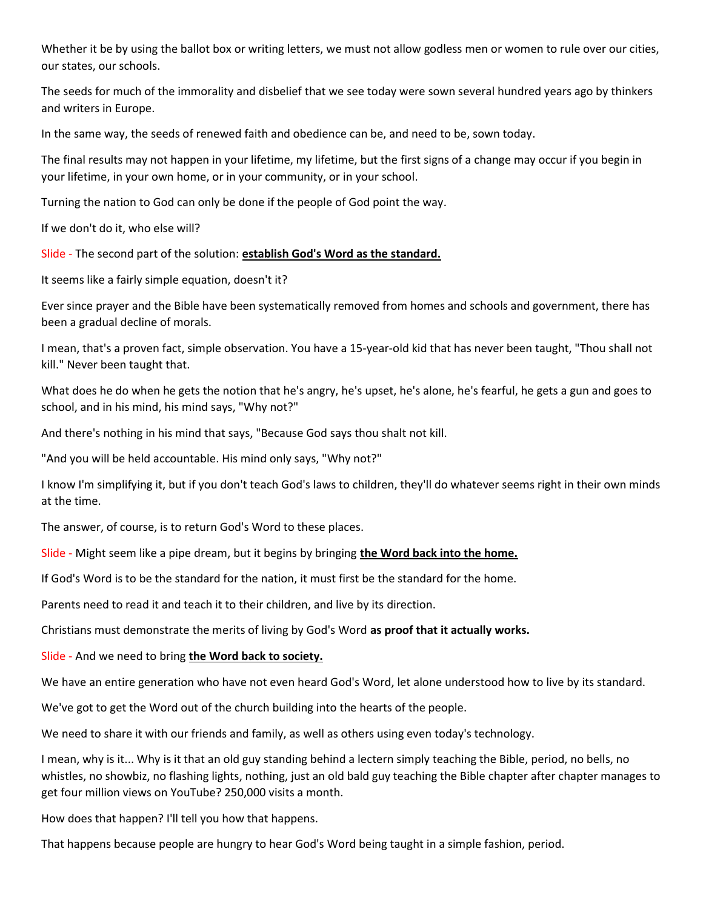Whether it be by using the ballot box or writing letters, we must not allow godless men or women to rule over our cities, our states, our schools.

The seeds for much of the immorality and disbelief that we see today were sown several hundred years ago by thinkers and writers in Europe.

In the same way, the seeds of renewed faith and obedience can be, and need to be, sown today.

The final results may not happen in your lifetime, my lifetime, but the first signs of a change may occur if you begin in your lifetime, in your own home, or in your community, or in your school.

Turning the nation to God can only be done if the people of God point the way.

If we don't do it, who else will?

Slide - The second part of the solution: **establish God's Word as the standard.**

It seems like a fairly simple equation, doesn't it?

Ever since prayer and the Bible have been systematically removed from homes and schools and government, there has been a gradual decline of morals.

I mean, that's a proven fact, simple observation. You have a 15-year-old kid that has never been taught, "Thou shall not kill." Never been taught that.

What does he do when he gets the notion that he's angry, he's upset, he's alone, he's fearful, he gets a gun and goes to school, and in his mind, his mind says, "Why not?"

And there's nothing in his mind that says, "Because God says thou shalt not kill.

"And you will be held accountable. His mind only says, "Why not?"

I know I'm simplifying it, but if you don't teach God's laws to children, they'll do whatever seems right in their own minds at the time.

The answer, of course, is to return God's Word to these places.

Slide - Might seem like a pipe dream, but it begins by bringing **the Word back into the home.**

If God's Word is to be the standard for the nation, it must first be the standard for the home.

Parents need to read it and teach it to their children, and live by its direction.

Christians must demonstrate the merits of living by God's Word **as proof that it actually works.**

Slide - And we need to bring **the Word back to society.**

We have an entire generation who have not even heard God's Word, let alone understood how to live by its standard.

We've got to get the Word out of the church building into the hearts of the people.

We need to share it with our friends and family, as well as others using even today's technology.

I mean, why is it... Why is it that an old guy standing behind a lectern simply teaching the Bible, period, no bells, no whistles, no showbiz, no flashing lights, nothing, just an old bald guy teaching the Bible chapter after chapter manages to get four million views on YouTube? 250,000 visits a month.

How does that happen? I'll tell you how that happens.

That happens because people are hungry to hear God's Word being taught in a simple fashion, period.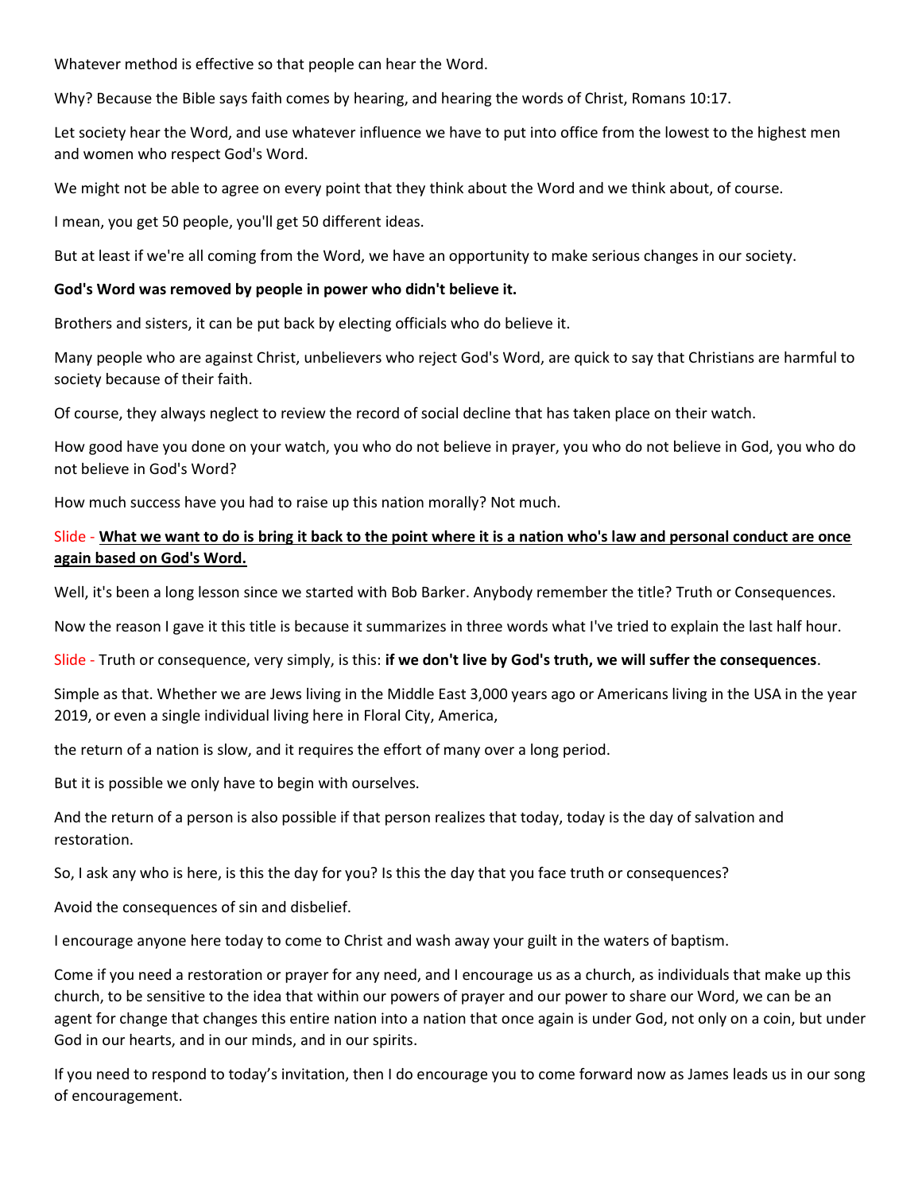Whatever method is effective so that people can hear the Word.

Why? Because the Bible says faith comes by hearing, and hearing the words of Christ, Romans 10:17.

Let society hear the Word, and use whatever influence we have to put into office from the lowest to the highest men and women who respect God's Word.

We might not be able to agree on every point that they think about the Word and we think about, of course.

I mean, you get 50 people, you'll get 50 different ideas.

But at least if we're all coming from the Word, we have an opportunity to make serious changes in our society.

**God's Word was removed by people in power who didn't believe it.**

Brothers and sisters, it can be put back by electing officials who do believe it.

Many people who are against Christ, unbelievers who reject God's Word, are quick to say that Christians are harmful to society because of their faith.

Of course, they always neglect to review the record of social decline that has taken place on their watch.

How good have you done on your watch, you who do not believe in prayer, you who do not believe in God, you who do not believe in God's Word?

How much success have you had to raise up this nation morally? Not much.

Slide - **<u>What we want to do is bring it back to the point where it is a nation who's law and personal conduct are once again based on God's Word.</u>**

Well, it's been a long lesson since we started with Bob Barker. Anybody remember the title? Truth or Consequences.

Now the reason I gave it this title is because it summarizes in three words what I've tried to explain the last half hour.

Slide - Truth or consequence, very simply, is this: **if we don't live by God's truth, we will suffer the consequences**.

Simple as that. Whether we are Jews living in the Middle East 3,000 years ago or Americans living in the USA in the year 2019, or even a single individual living here in Floral City, America,

the return of a nation is slow, and it requires the effort of many over a long period.

But it is possible we only have to begin with ourselves.

And the return of a person is also possible if that person realizes that today, today is the day of salvation and restoration.

So, I ask any who is here, is this the day for you? Is this the day that you face truth or consequences?

Avoid the consequences of sin and disbelief.

I encourage anyone here today to come to Christ and wash away your guilt in the waters of baptism.

Come if you need a restoration or prayer for any need, and I encourage us as a church, as individuals that make up this church, to be sensitive to the idea that within our powers of prayer and our power to share our Word, we can be an agent for change that changes this entire nation into a nation that once again is under God, not only on a coin, but under God in our hearts, and in our minds, and in our spirits.

If you need to respond to today's invitation, then I do encourage you to come forward now as James leads us in our song of encouragement.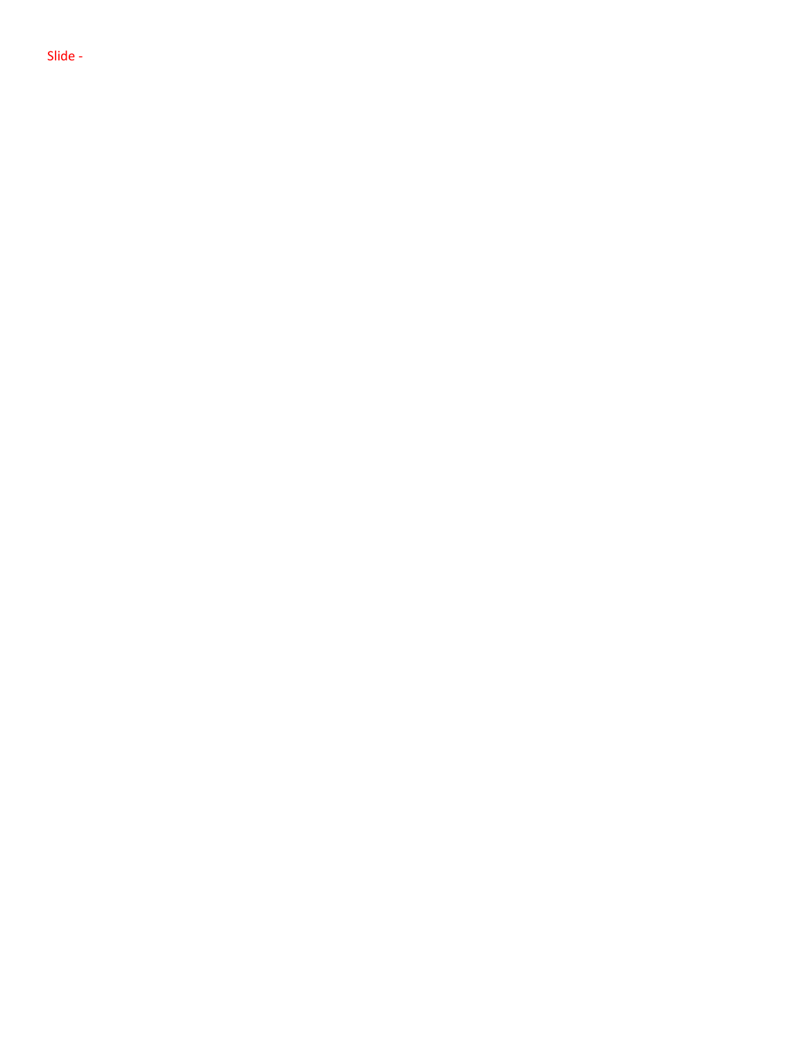Slide -